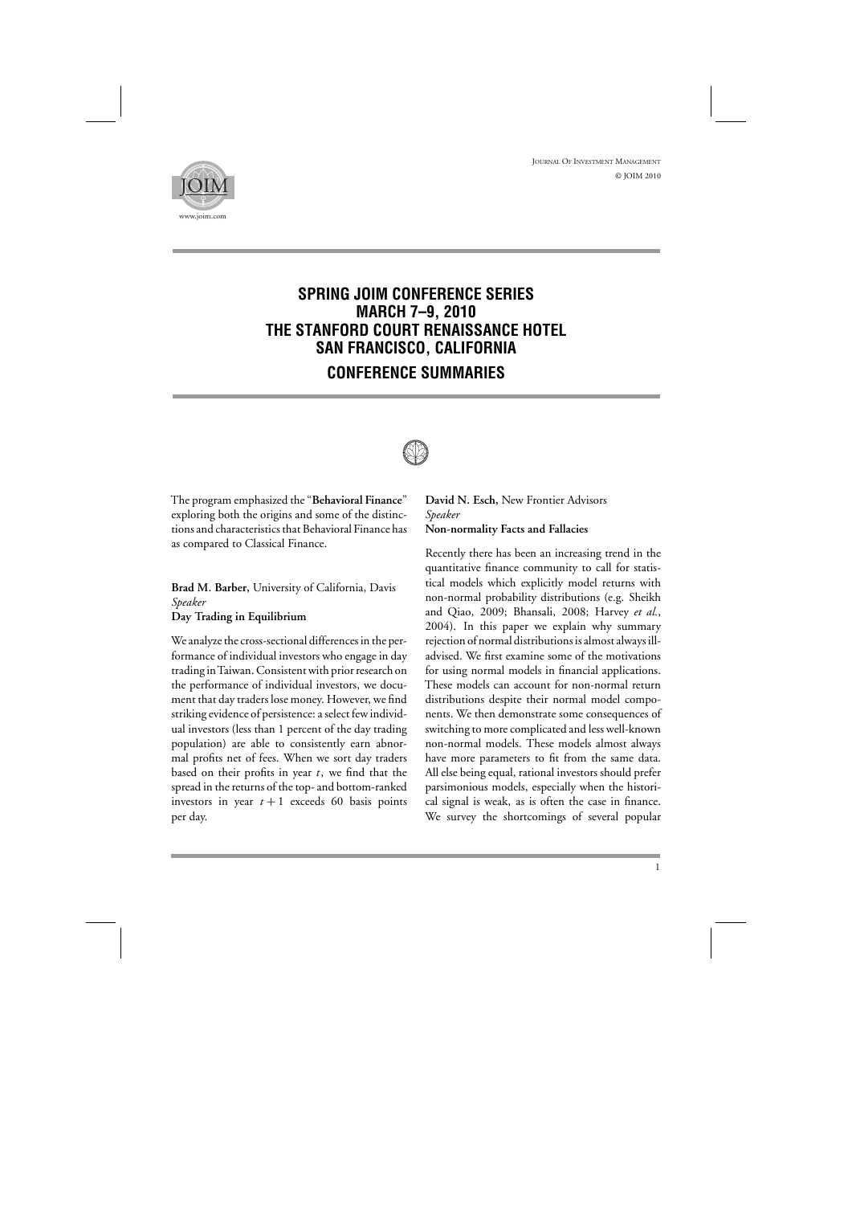# SPRING JOIM CONFERENCE SERIES
# MARCH 7–9, 2010
# THE STANFORD COURT RENAISSANCE HOTEL
# SAN FRANCISCO, CALIFORNIA

## CONFERENCE SUMMARIES

The program emphasized the "**Behavioral Finance**" exploring both the origins and some of the distinctions and characteristics that Behavioral Finance has as compared to Classical Finance.

**Brad M. Barber,** University of California, Davis
*Speaker*
**Day Trading in Equilibrium**

We analyze the cross-sectional differences in the performance of individual investors who engage in day trading in Taiwan. Consistent with prior research on the performance of individual investors, we document that day traders lose money. However, we find striking evidence of persistence: a select few individual investors (less than 1 percent of the day trading population) are able to consistently earn abnormal profits net of fees. When we sort day traders based on their profits in year $t$, we find that the spread in the returns of the top- and bottom-ranked investors in year $t+1$ exceeds 60 basis points per day.

**David N. Esch,** New Frontier Advisors
*Speaker*
**Non-normality Facts and Fallacies**

Recently there has been an increasing trend in the quantitative finance community to call for statistical models which explicitly model returns with non-normal probability distributions (e.g. Sheikh and Qiao, 2009; Bhansali, 2008; Harvey *et al.*, 2004). In this paper we explain why summary rejection of normal distributions is almost always ill-advised. We first examine some of the motivations for using normal models in financial applications. These models can account for non-normal return distributions despite their normal model components. We then demonstrate some consequences of switching to more complicated and less well-known non-normal models. These models almost always have more parameters to fit from the same data. All else being equal, rational investors should prefer parsimonious models, especially when the historical signal is weak, as is often the case in finance. We survey the shortcomings of several popular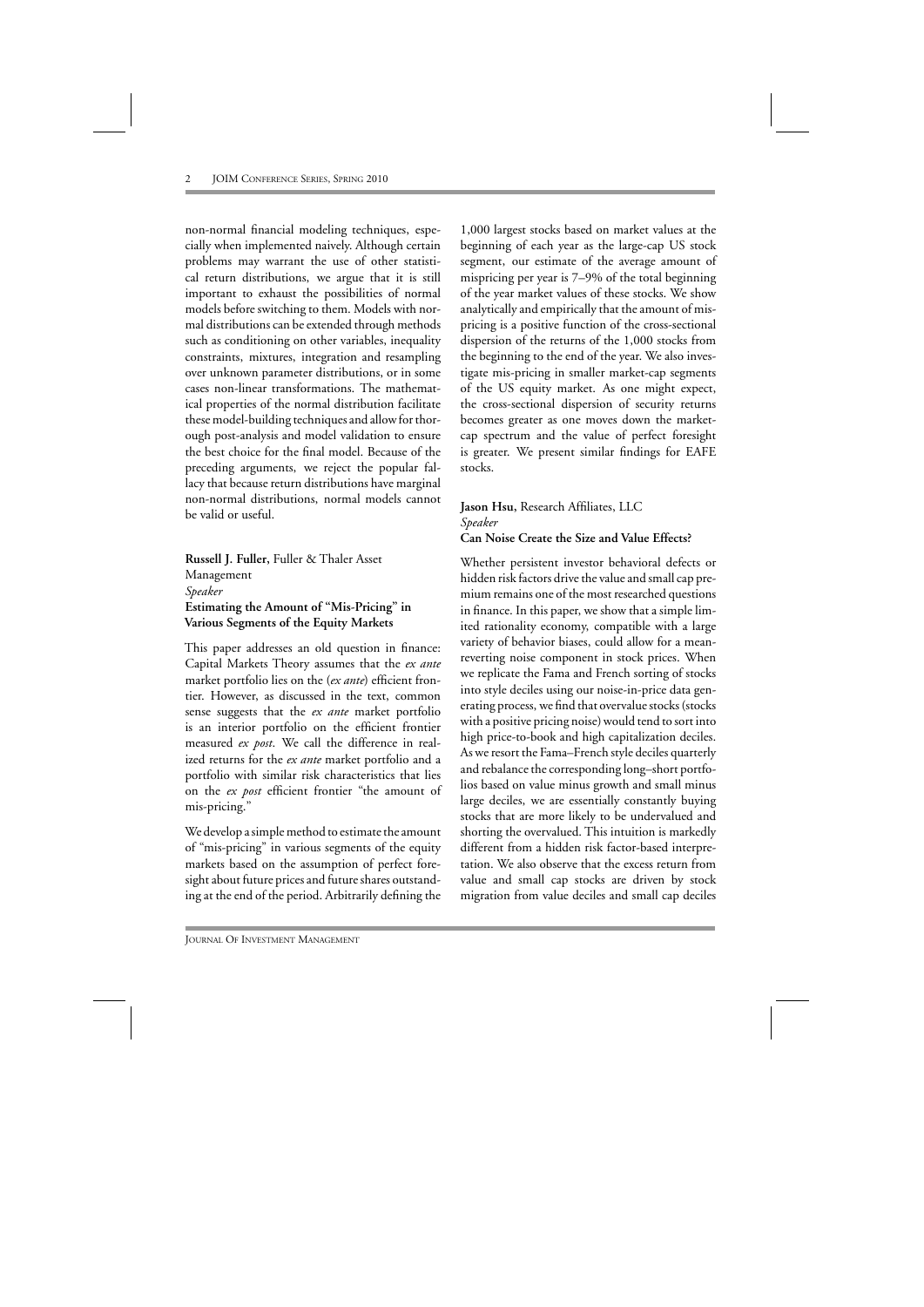non-normal financial modeling techniques, especially when implemented naively. Although certain problems may warrant the use of other statistical return distributions, we argue that it is still important to exhaust the possibilities of normal models before switching to them. Models with normal distributions can be extended through methods such as conditioning on other variables, inequality constraints, mixtures, integration and resampling over unknown parameter distributions, or in some cases non-linear transformations. The mathematical properties of the normal distribution facilitate these model-building techniques and allow for thorough post-analysis and model validation to ensure the best choice for the final model. Because of the preceding arguments, we reject the popular fallacy that because return distributions have marginal non-normal distributions, normal models cannot be valid or useful.

**Russell J. Fuller,** Fuller & Thaler Asset Management
*Speaker*
**Estimating the Amount of "Mis-Pricing" in Various Segments of the Equity Markets**

This paper addresses an old question in finance: Capital Markets Theory assumes that the *ex ante* market portfolio lies on the (*ex ante*) efficient frontier. However, as discussed in the text, common sense suggests that the *ex ante* market portfolio is an interior portfolio on the efficient frontier measured *ex post*. We call the difference in realized returns for the *ex ante* market portfolio and a portfolio with similar risk characteristics that lies on the *ex post* efficient frontier "the amount of mis-pricing."

We develop a simple method to estimate the amount of "mis-pricing" in various segments of the equity markets based on the assumption of perfect foresight about future prices and future shares outstanding at the end of the period. Arbitrarily defining the 1,000 largest stocks based on market values at the beginning of each year as the large-cap US stock segment, our estimate of the average amount of mispricing per year is 7–9% of the total beginning of the year market values of these stocks. We show analytically and empirically that the amount of mispricing is a positive function of the cross-sectional dispersion of the returns of the 1,000 stocks from the beginning to the end of the year. We also investigate mis-pricing in smaller market-cap segments of the US equity market. As one might expect, the cross-sectional dispersion of security returns becomes greater as one moves down the market-cap spectrum and the value of perfect foresight is greater. We present similar findings for EAFE stocks.

**Jason Hsu,** Research Affiliates, LLC
*Speaker*
**Can Noise Create the Size and Value Effects?**

Whether persistent investor behavioral defects or hidden risk factors drive the value and small cap premium remains one of the most researched questions in finance. In this paper, we show that a simple limited rationality economy, compatible with a large variety of behavior biases, could allow for a mean-reverting noise component in stock prices. When we replicate the Fama and French sorting of stocks into style deciles using our noise-in-price data generating process, we find that overvalue stocks (stocks with a positive pricing noise) would tend to sort into high price-to-book and high capitalization deciles. As we resort the Fama–French style deciles quarterly and rebalance the corresponding long–short portfolios based on value minus growth and small minus large deciles, we are essentially constantly buying stocks that are more likely to be undervalued and shorting the overvalued. This intuition is markedly different from a hidden risk factor-based interpretation. We also observe that the excess return from value and small cap stocks are driven by stock migration from value deciles and small cap deciles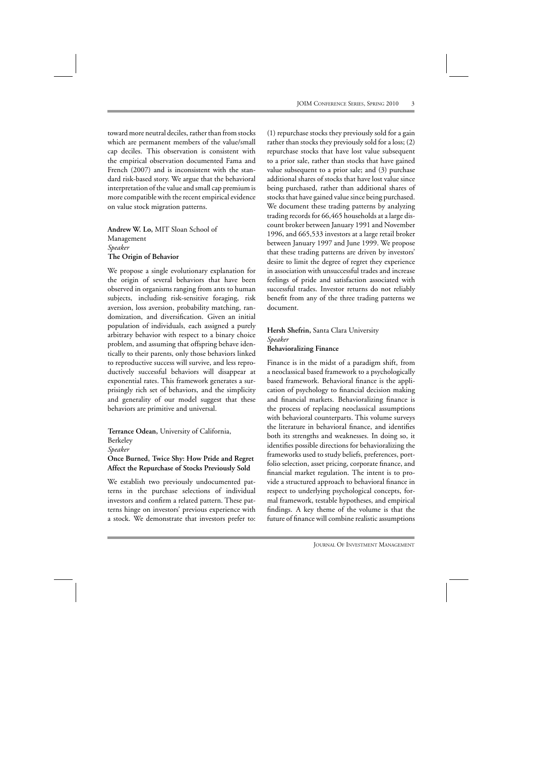toward more neutral deciles, rather than from stocks which are permanent members of the value/small cap deciles. This observation is consistent with the empirical observation documented Fama and French (2007) and is inconsistent with the standard risk-based story. We argue that the behavioral interpretation of the value and small cap premium is more compatible with the recent empirical evidence on value stock migration patterns.

**Andrew W. Lo,** MIT Sloan School of Management
*Speaker*
**The Origin of Behavior**

We propose a single evolutionary explanation for the origin of several behaviors that have been observed in organisms ranging from ants to human subjects, including risk-sensitive foraging, risk aversion, loss aversion, probability matching, randomization, and diversification. Given an initial population of individuals, each assigned a purely arbitrary behavior with respect to a binary choice problem, and assuming that offspring behave identically to their parents, only those behaviors linked to reproductive success will survive, and less reproductively successful behaviors will disappear at exponential rates. This framework generates a surprisingly rich set of behaviors, and the simplicity and generality of our model suggest that these behaviors are primitive and universal.

**Terrance Odean,** University of California, Berkeley
*Speaker*
**Once Burned, Twice Shy: How Pride and Regret Affect the Repurchase of Stocks Previously Sold**

We establish two previously undocumented patterns in the purchase selections of individual investors and confirm a related pattern. These patterns hinge on investors' previous experience with a stock. We demonstrate that investors prefer to: (1) repurchase stocks they previously sold for a gain rather than stocks they previously sold for a loss; (2) repurchase stocks that have lost value subsequent to a prior sale, rather than stocks that have gained value subsequent to a prior sale; and (3) purchase additional shares of stocks that have lost value since being purchased, rather than additional shares of stocks that have gained value since being purchased. We document these trading patterns by analyzing trading records for 66,465 households at a large discount broker between January 1991 and November 1996, and 665,533 investors at a large retail broker between January 1997 and June 1999. We propose that these trading patterns are driven by investors' desire to limit the degree of regret they experience in association with unsuccessful trades and increase feelings of pride and satisfaction associated with successful trades. Investor returns do not reliably benefit from any of the three trading patterns we document.

**Hersh Shefrin,** Santa Clara University
*Speaker*
**Behavioralizing Finance**

Finance is in the midst of a paradigm shift, from a neoclassical based framework to a psychologically based framework. Behavioral finance is the application of psychology to financial decision making and financial markets. Behavioralizing finance is the process of replacing neoclassical assumptions with behavioral counterparts. This volume surveys the literature in behavioral finance, and identifies both its strengths and weaknesses. In doing so, it identifies possible directions for behavioralizing the frameworks used to study beliefs, preferences, portfolio selection, asset pricing, corporate finance, and financial market regulation. The intent is to provide a structured approach to behavioral finance in respect to underlying psychological concepts, formal framework, testable hypotheses, and empirical findings. A key theme of the volume is that the future of finance will combine realistic assumptions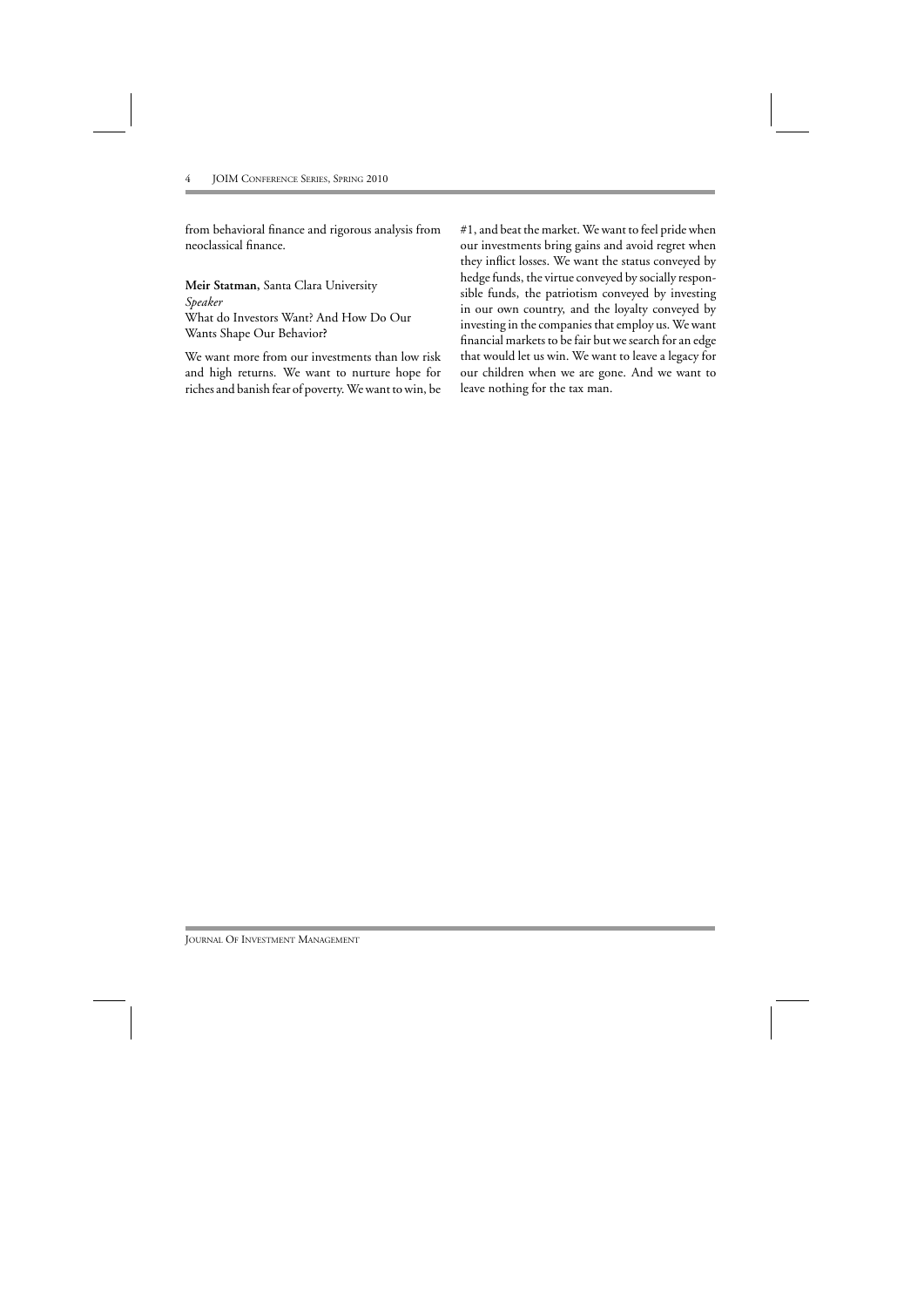from behavioral finance and rigorous analysis from neoclassical finance.

**Meir Statman,** Santa Clara University
*Speaker*
What do Investors Want? And How Do Our Wants Shape Our Behavior?

We want more from our investments than low risk and high returns. We want to nurture hope for riches and banish fear of poverty. We want to win, be #1, and beat the market. We want to feel pride when our investments bring gains and avoid regret when they inflict losses. We want the status conveyed by hedge funds, the virtue conveyed by socially responsible funds, the patriotism conveyed by investing in our own country, and the loyalty conveyed by investing in the companies that employ us. We want financial markets to be fair but we search for an edge that would let us win. We want to leave a legacy for our children when we are gone. And we want to leave nothing for the tax man.